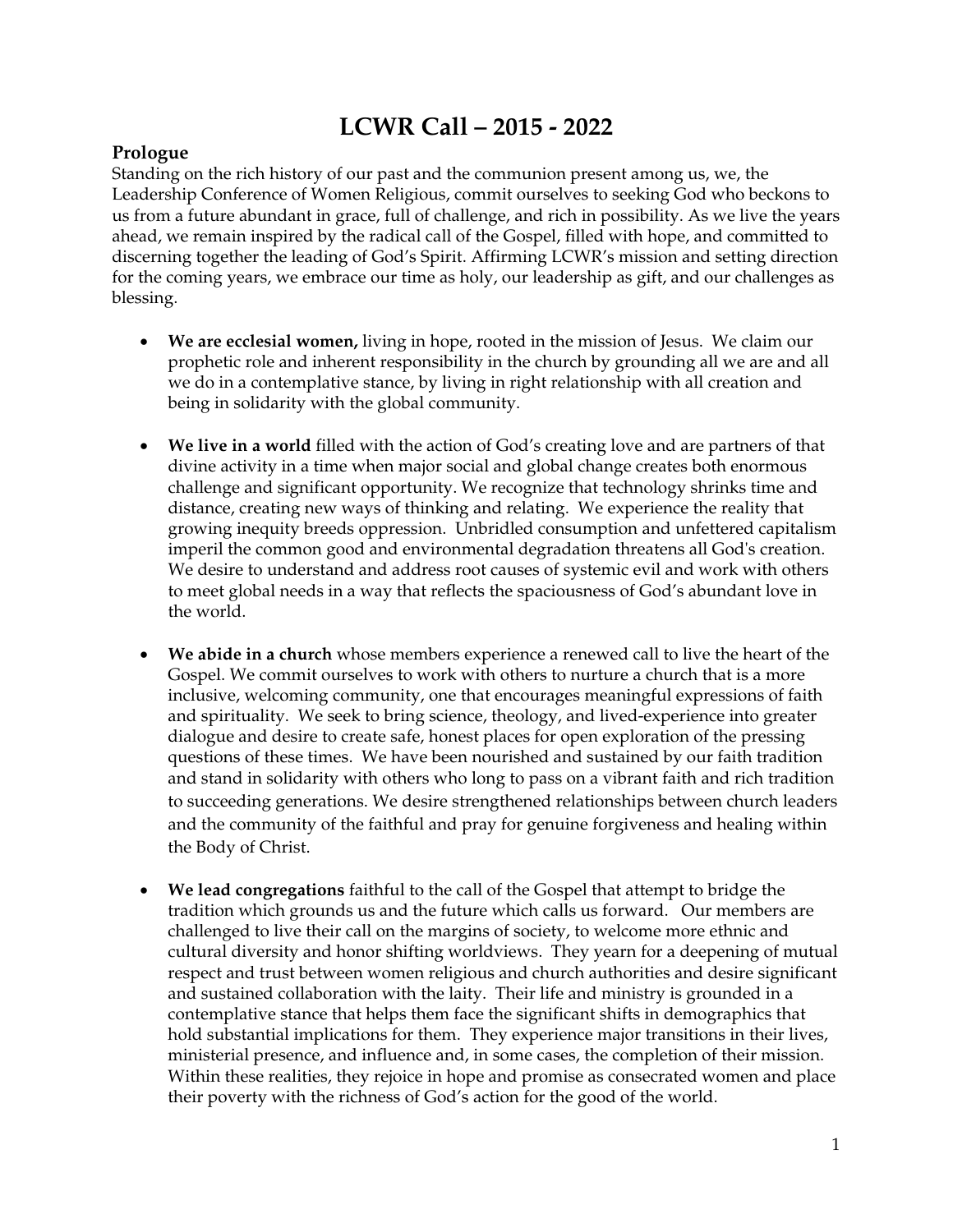# LCWR Call – 2015 - 2022

## Prologue

Standing on the rich history of our past and the communion present among us, we, the Leadership Conference of Women Religious, commit ourselves to seeking God who beckons to us from a future abundant in grace, full of challenge, and rich in possibility. As we live the years ahead, we remain inspired by the radical call of the Gospel, filled with hope, and committed to discerning together the leading of God's Spirit. Affirming LCWR's mission and setting direction for the coming years, we embrace our time as holy, our leadership as gift, and our challenges as blessing.

- **We are ecclesial women,** living in hope, rooted in the mission of Jesus. We claim our prophetic role and inherent responsibility in the church by grounding all we are and all we do in a contemplative stance, by living in right relationship with all creation and being in solidarity with the global community.

- **We live in a world** filled with the action of God's creating love and are partners of that divine activity in a time when major social and global change creates both enormous challenge and significant opportunity. We recognize that technology shrinks time and distance, creating new ways of thinking and relating. We experience the reality that growing inequity breeds oppression. Unbridled consumption and unfettered capitalism imperil the common good and environmental degradation threatens all God's creation. We desire to understand and address root causes of systemic evil and work with others to meet global needs in a way that reflects the spaciousness of God's abundant love in the world.

- **We abide in a church** whose members experience a renewed call to live the heart of the Gospel. We commit ourselves to work with others to nurture a church that is a more inclusive, welcoming community, one that encourages meaningful expressions of faith and spirituality. We seek to bring science, theology, and lived-experience into greater dialogue and desire to create safe, honest places for open exploration of the pressing questions of these times. We have been nourished and sustained by our faith tradition and stand in solidarity with others who long to pass on a vibrant faith and rich tradition to succeeding generations. We desire strengthened relationships between church leaders and the community of the faithful and pray for genuine forgiveness and healing within the Body of Christ.

- **We lead congregations** faithful to the call of the Gospel that attempt to bridge the tradition which grounds us and the future which calls us forward. Our members are challenged to live their call on the margins of society, to welcome more ethnic and cultural diversity and honor shifting worldviews. They yearn for a deepening of mutual respect and trust between women religious and church authorities and desire significant and sustained collaboration with the laity. Their life and ministry is grounded in a contemplative stance that helps them face the significant shifts in demographics that hold substantial implications for them. They experience major transitions in their lives, ministerial presence, and influence and, in some cases, the completion of their mission. Within these realities, they rejoice in hope and promise as consecrated women and place their poverty with the richness of God's action for the good of the world.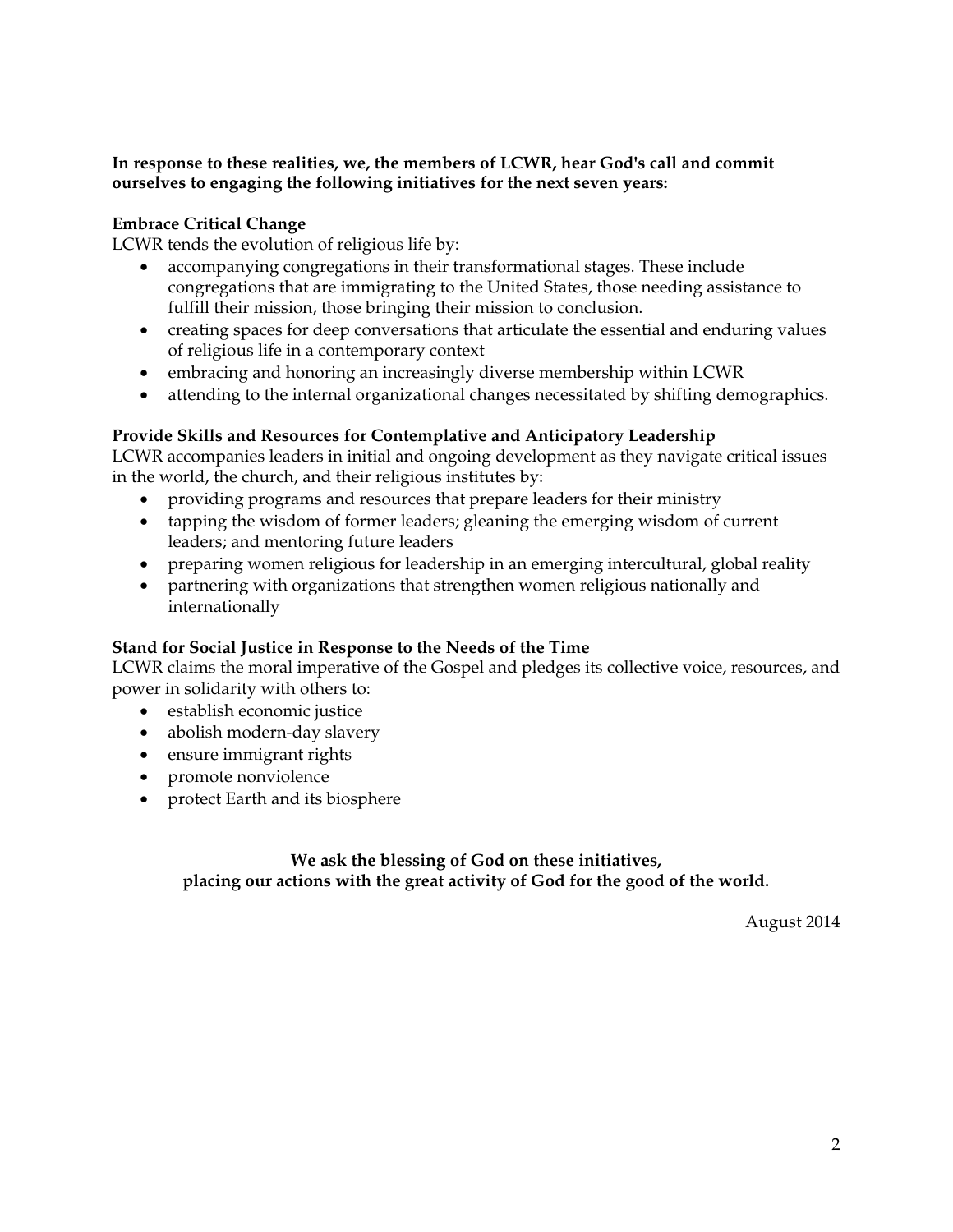**In response to these realities, we, the members of LCWR, hear God's call and commit ourselves to engaging the following initiatives for the next seven years:**

**Embrace Critical Change**

LCWR tends the evolution of religious life by:

- accompanying congregations in their transformational stages. These include congregations that are immigrating to the United States, those needing assistance to fulfill their mission, those bringing their mission to conclusion.
- creating spaces for deep conversations that articulate the essential and enduring values of religious life in a contemporary context
- embracing and honoring an increasingly diverse membership within LCWR
- attending to the internal organizational changes necessitated by shifting demographics.

**Provide Skills and Resources for Contemplative and Anticipatory Leadership**

LCWR accompanies leaders in initial and ongoing development as they navigate critical issues in the world, the church, and their religious institutes by:

- providing programs and resources that prepare leaders for their ministry
- tapping the wisdom of former leaders; gleaning the emerging wisdom of current leaders; and mentoring future leaders
- preparing women religious for leadership in an emerging intercultural, global reality
- partnering with organizations that strengthen women religious nationally and internationally

**Stand for Social Justice in Response to the Needs of the Time**

LCWR claims the moral imperative of the Gospel and pledges its collective voice, resources, and power in solidarity with others to:

- establish economic justice
- abolish modern-day slavery
- ensure immigrant rights
- promote nonviolence
- protect Earth and its biosphere

**We ask the blessing of God on these initiatives,**
**placing our actions with the great activity of God for the good of the world.**

August 2014